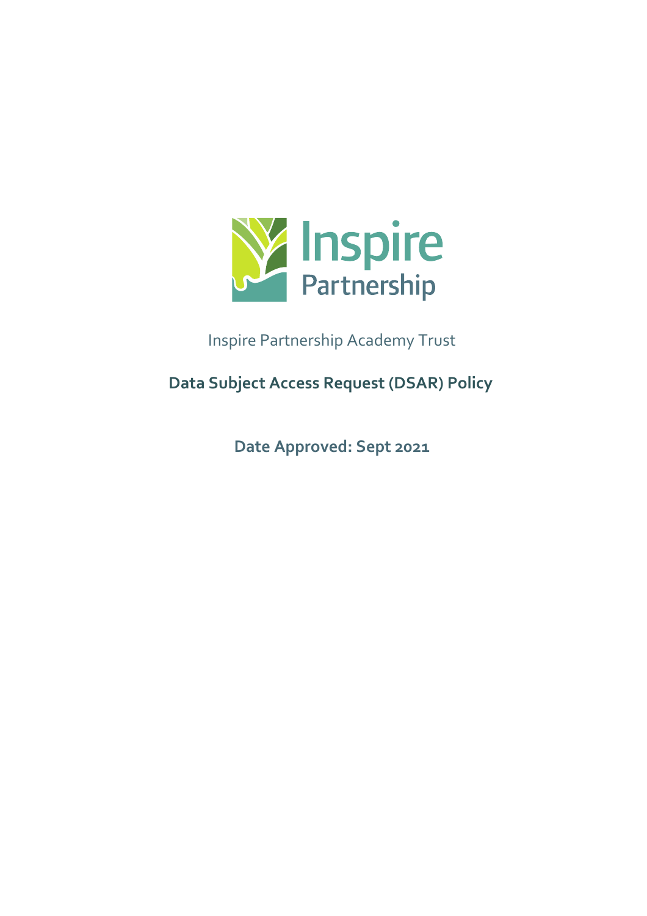Inspire Partnership

Inspire Partnership Academy Trust

# Data Subject Access Request (DSAR) Policy

**Date Approved: Sept 2021**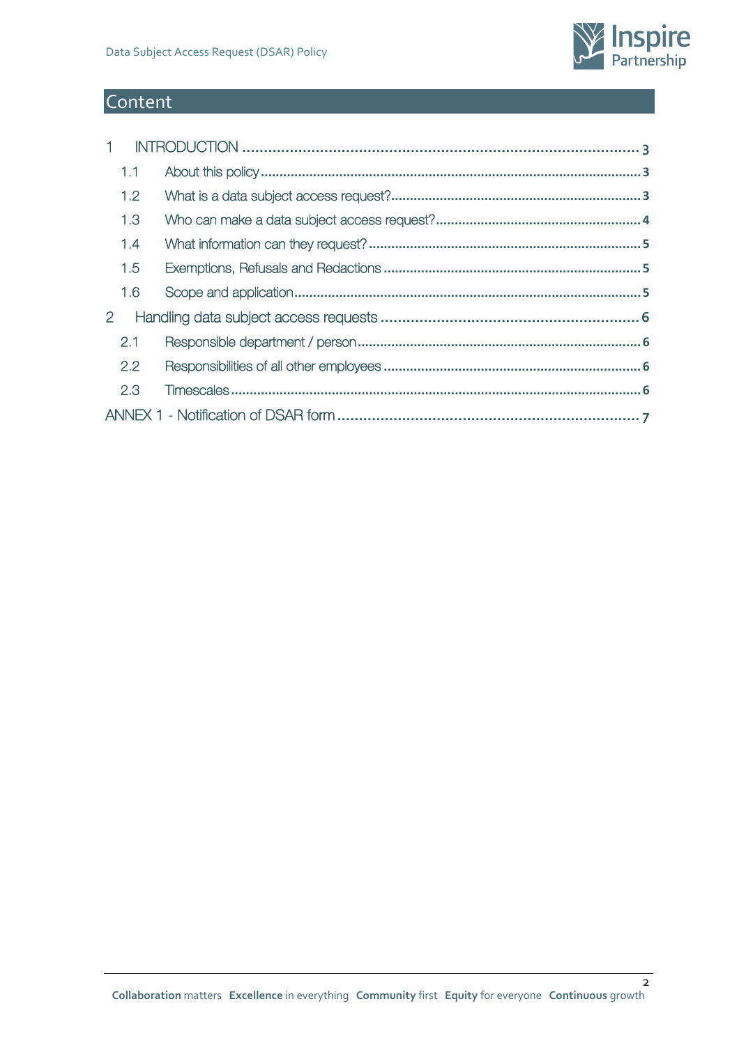## Content

1 INTRODUCTION ..... 3

- 1.1 About this policy ..... 3
- 1.2 What is a data subject access request? ..... 3
- 1.3 Who can make a data subject access request? ..... 4
- 1.4 What information can they request? ..... 5
- 1.5 Exemptions, Refusals and Redactions ..... 5
- 1.6 Scope and application ..... 5

2 Handling data subject access requests ..... 6

- 2.1 Responsible department / person ..... 6
- 2.2 Responsibilities of all other employees ..... 6
- 2.3 Timescales ..... 6

ANNEX 1 - Notification of DSAR form ..... 7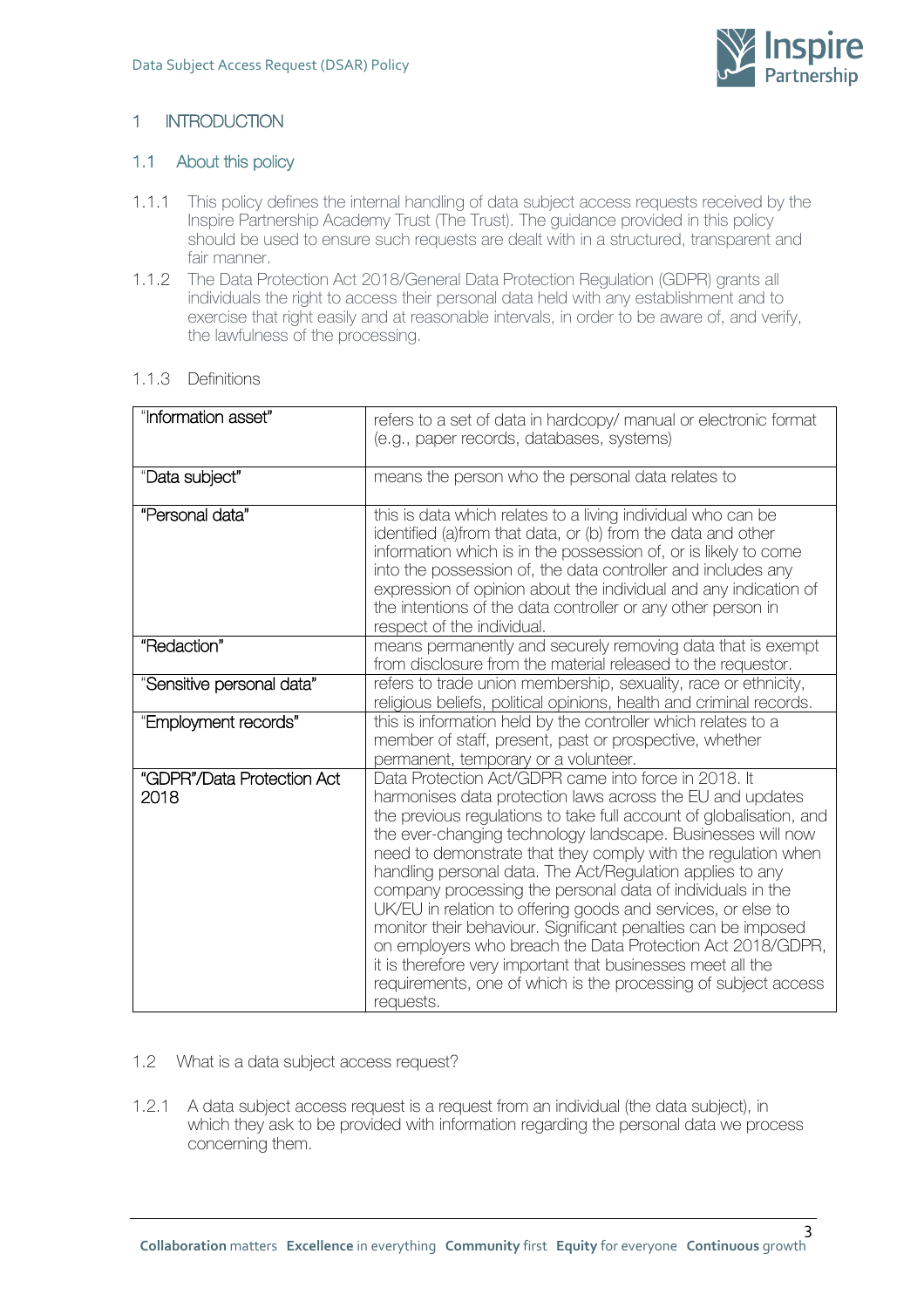# 1 INTRODUCTION

## 1.1 About this policy

1.1.1 This policy defines the internal handling of data subject access requests received by the Inspire Partnership Academy Trust (The Trust). The guidance provided in this policy should be used to ensure such requests are dealt with in a structured, transparent and fair manner.

1.1.2 The Data Protection Act 2018/General Data Protection Regulation (GDPR) grants all individuals the right to access their personal data held with any establishment and to exercise that right easily and at reasonable intervals, in order to be aware of, and verify, the lawfulness of the processing.

1.1.3 Definitions

| | |
|---|---|
| "Information asset" | refers to a set of data in hardcopy/ manual or electronic format (e.g., paper records, databases, systems) |
| "Data subject" | means the person who the personal data relates to |
| "Personal data" | this is data which relates to a living individual who can be identified (a)from that data, or (b) from the data and other information which is in the possession of, or is likely to come into the possession of, the data controller and includes any expression of opinion about the individual and any indication of the intentions of the data controller or any other person in respect of the individual. |
| "Redaction" | means permanently and securely removing data that is exempt from disclosure from the material released to the requestor. |
| "Sensitive personal data" | refers to trade union membership, sexuality, race or ethnicity, religious beliefs, political opinions, health and criminal records. |
| "Employment records" | this is information held by the controller which relates to a member of staff, present, past or prospective, whether permanent, temporary or a volunteer. |
| "GDPR"/Data Protection Act 2018 | Data Protection Act/GDPR came into force in 2018. It harmonises data protection laws across the EU and updates the previous regulations to take full account of globalisation, and the ever-changing technology landscape. Businesses will now need to demonstrate that they comply with the regulation when handling personal data. The Act/Regulation applies to any company processing the personal data of individuals in the UK/EU in relation to offering goods and services, or else to monitor their behaviour. Significant penalties can be imposed on employers who breach the Data Protection Act 2018/GDPR, it is therefore very important that businesses meet all the requirements, one of which is the processing of subject access requests. |

## 1.2 What is a data subject access request?

1.2.1 A data subject access request is a request from an individual (the data subject), in which they ask to be provided with information regarding the personal data we process concerning them.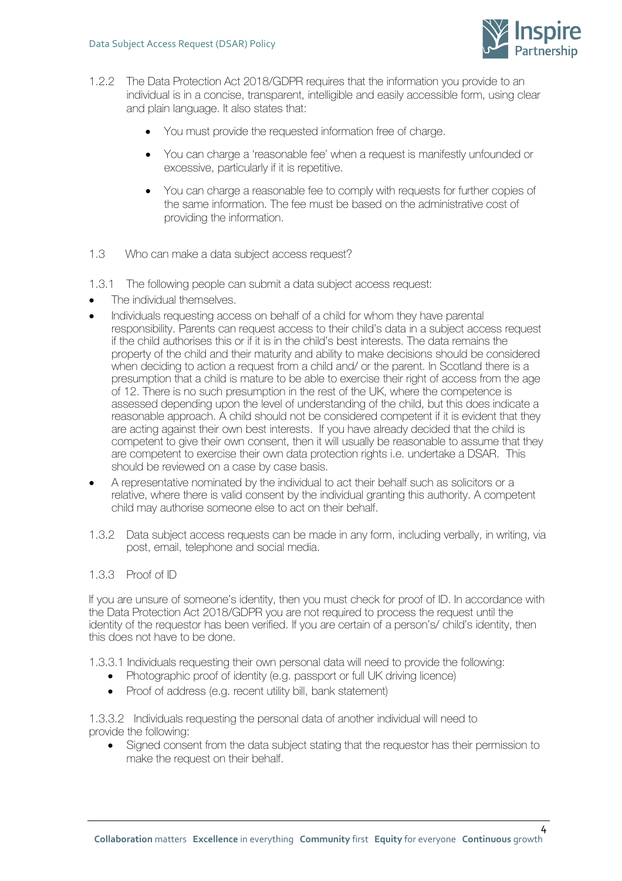1.2.2 The Data Protection Act 2018/GDPR requires that the information you provide to an individual is in a concise, transparent, intelligible and easily accessible form, using clear and plain language. It also states that:

- You must provide the requested information free of charge.
- You can charge a 'reasonable fee' when a request is manifestly unfounded or excessive, particularly if it is repetitive.
- You can charge a reasonable fee to comply with requests for further copies of the same information. The fee must be based on the administrative cost of providing the information.

1.3 Who can make a data subject access request?

1.3.1 The following people can submit a data subject access request:

- The individual themselves.
- Individuals requesting access on behalf of a child for whom they have parental responsibility. Parents can request access to their child's data in a subject access request if the child authorises this or if it is in the child's best interests. The data remains the property of the child and their maturity and ability to make decisions should be considered when deciding to action a request from a child and/ or the parent. In Scotland there is a presumption that a child is mature to be able to exercise their right of access from the age of 12. There is no such presumption in the rest of the UK, where the competence is assessed depending upon the level of understanding of the child, but this does indicate a reasonable approach. A child should not be considered competent if it is evident that they are acting against their own best interests. If you have already decided that the child is competent to give their own consent, then it will usually be reasonable to assume that they are competent to exercise their own data protection rights i.e. undertake a DSAR. This should be reviewed on a case by case basis.
- A representative nominated by the individual to act their behalf such as solicitors or a relative, where there is valid consent by the individual granting this authority. A competent child may authorise someone else to act on their behalf.

1.3.2 Data subject access requests can be made in any form, including verbally, in writing, via post, email, telephone and social media.

1.3.3 Proof of ID

If you are unsure of someone's identity, then you must check for proof of ID. In accordance with the Data Protection Act 2018/GDPR you are not required to process the request until the identity of the requestor has been verified. If you are certain of a person's/ child's identity, then this does not have to be done.

1.3.3.1 Individuals requesting their own personal data will need to provide the following:

- Photographic proof of identity (e.g. passport or full UK driving licence)
- Proof of address (e.g. recent utility bill, bank statement)

1.3.3.2 Individuals requesting the personal data of another individual will need to provide the following:

- Signed consent from the data subject stating that the requestor has their permission to make the request on their behalf.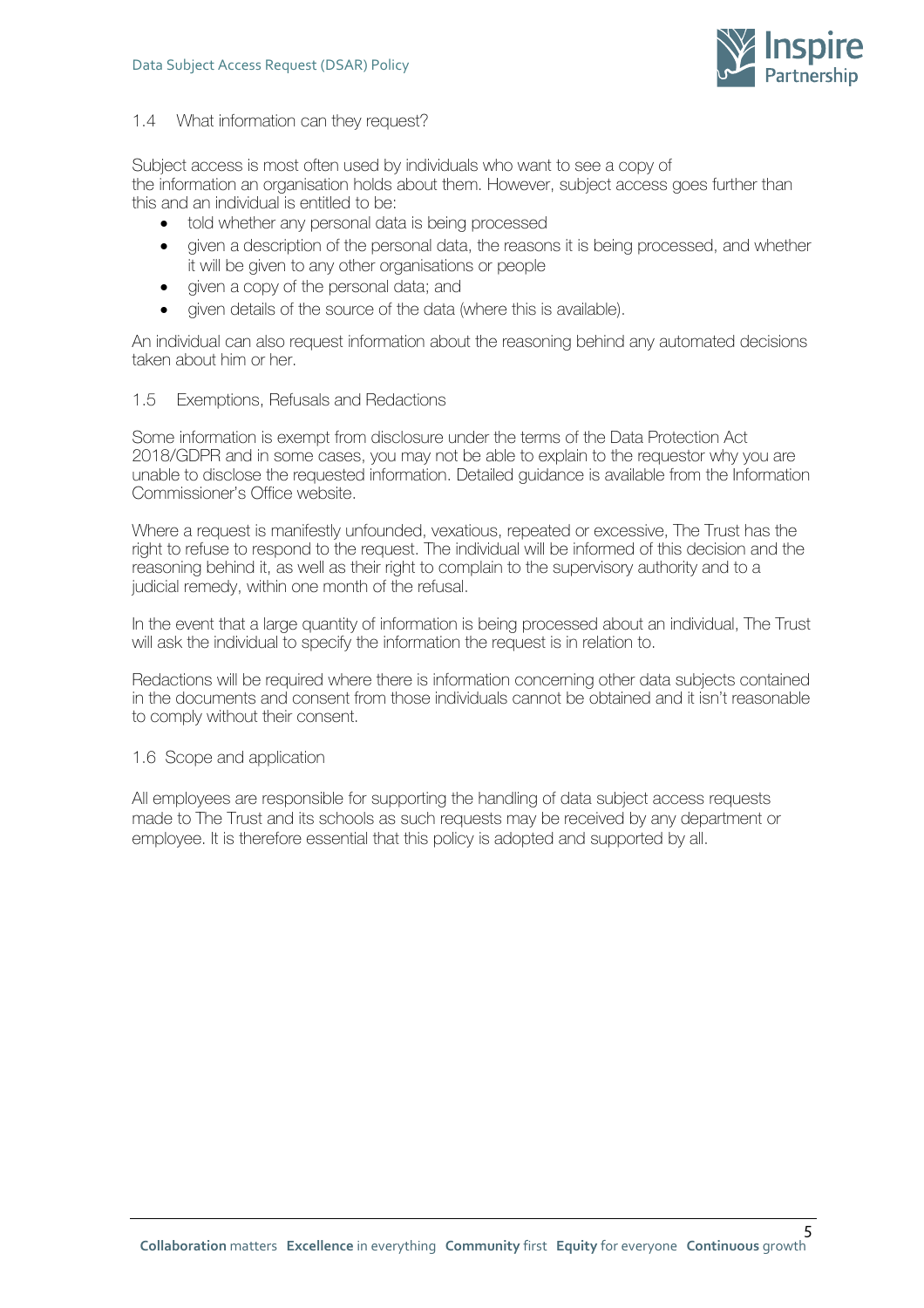### 1.4 What information can they request?

Subject access is most often used by individuals who want to see a copy of the information an organisation holds about them. However, subject access goes further than this and an individual is entitled to be:

- told whether any personal data is being processed
- given a description of the personal data, the reasons it is being processed, and whether it will be given to any other organisations or people
- given a copy of the personal data; and
- given details of the source of the data (where this is available).

An individual can also request information about the reasoning behind any automated decisions taken about him or her.

### 1.5 Exemptions, Refusals and Redactions

Some information is exempt from disclosure under the terms of the Data Protection Act 2018/GDPR and in some cases, you may not be able to explain to the requestor why you are unable to disclose the requested information. Detailed guidance is available from the Information Commissioner's Office website.

Where a request is manifestly unfounded, vexatious, repeated or excessive, The Trust has the right to refuse to respond to the request. The individual will be informed of this decision and the reasoning behind it, as well as their right to complain to the supervisory authority and to a judicial remedy, within one month of the refusal.

In the event that a large quantity of information is being processed about an individual, The Trust will ask the individual to specify the information the request is in relation to.

Redactions will be required where there is information concerning other data subjects contained in the documents and consent from those individuals cannot be obtained and it isn't reasonable to comply without their consent.

### 1.6 Scope and application

All employees are responsible for supporting the handling of data subject access requests made to The Trust and its schools as such requests may be received by any department or employee. It is therefore essential that this policy is adopted and supported by all.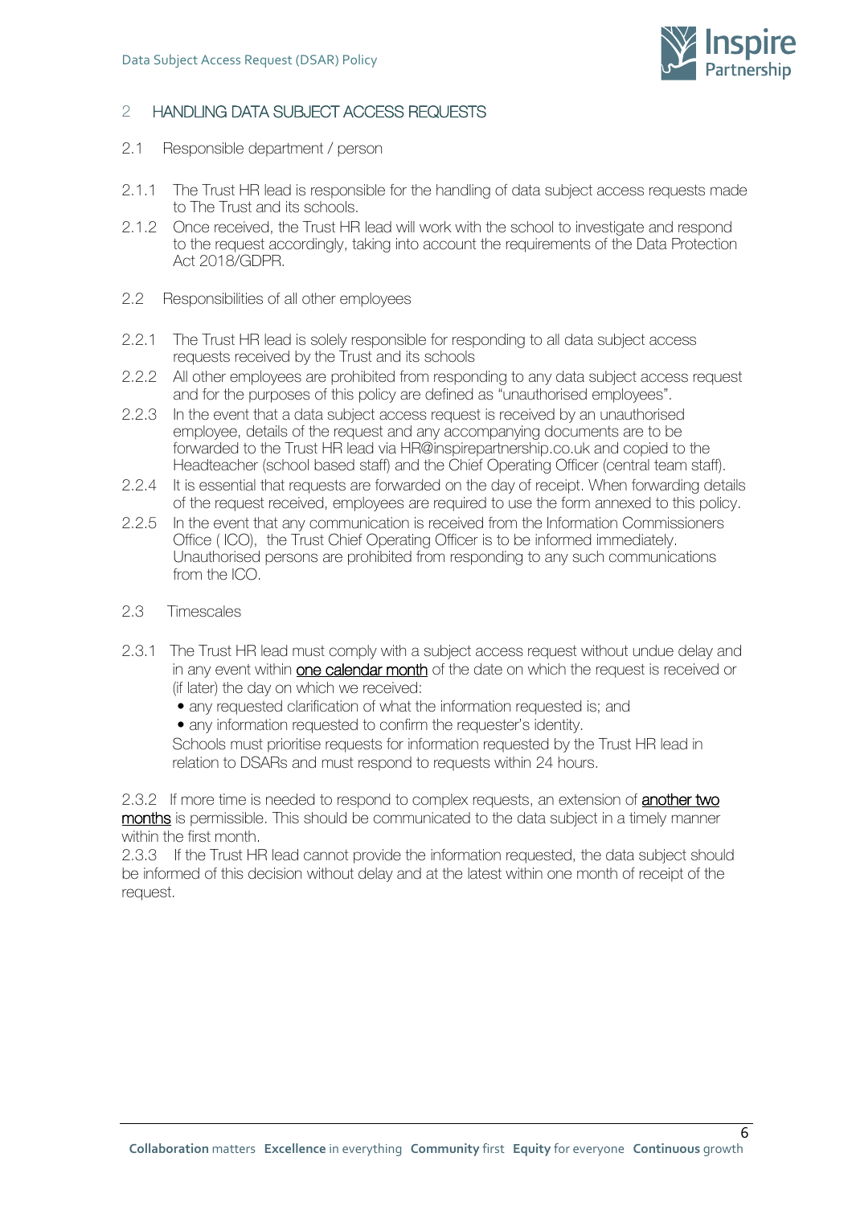## 2 HANDLING DATA SUBJECT ACCESS REQUESTS

### 2.1 Responsible department / person

2.1.1 The Trust HR lead is responsible for the handling of data subject access requests made to The Trust and its schools.

2.1.2 Once received, the Trust HR lead will work with the school to investigate and respond to the request accordingly, taking into account the requirements of the Data Protection Act 2018/GDPR.

### 2.2 Responsibilities of all other employees

2.2.1 The Trust HR lead is solely responsible for responding to all data subject access requests received by the Trust and its schools

2.2.2 All other employees are prohibited from responding to any data subject access request and for the purposes of this policy are defined as "unauthorised employees".

2.2.3 In the event that a data subject access request is received by an unauthorised employee, details of the request and any accompanying documents are to be forwarded to the Trust HR lead via HR@inspirepartnership.co.uk and copied to the Headteacher (school based staff) and the Chief Operating Officer (central team staff).

2.2.4 It is essential that requests are forwarded on the day of receipt. When forwarding details of the request received, employees are required to use the form annexed to this policy.

2.2.5 In the event that any communication is received from the Information Commissioners Office ( ICO), the Trust Chief Operating Officer is to be informed immediately. Unauthorised persons are prohibited from responding to any such communications from the ICO.

### 2.3 Timescales

2.3.1 The Trust HR lead must comply with a subject access request without undue delay and in any event within <u>one calendar month</u> of the date on which the request is received or (if later) the day on which we received:

- any requested clarification of what the information requested is; and
- any information requested to confirm the requester's identity.

Schools must prioritise requests for information requested by the Trust HR lead in relation to DSARs and must respond to requests within 24 hours.

2.3.2 If more time is needed to respond to complex requests, an extension of <u>another two months</u> is permissible. This should be communicated to the data subject in a timely manner within the first month.

2.3.3 If the Trust HR lead cannot provide the information requested, the data subject should be informed of this decision without delay and at the latest within one month of receipt of the request.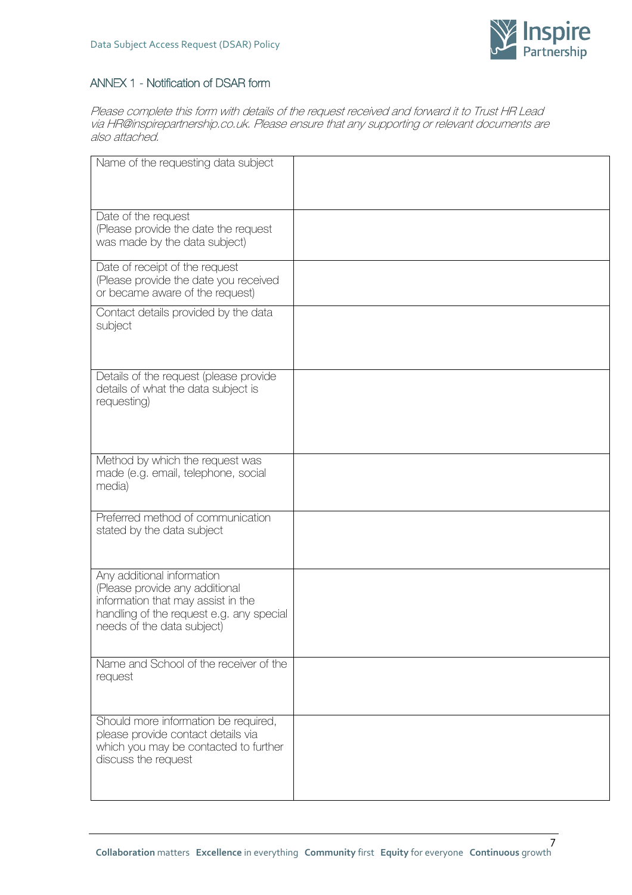## ANNEX 1 - Notification of DSAR form

*Please complete this form with details of the request received and forward it to Trust HR Lead via HR@inspirepartnership.co.uk. Please ensure that any supporting or relevant documents are also attached.*

| | |
|---|---|
| Name of the requesting data subject | |
| Date of the request (Please provide the date the request was made by the data subject) | |
| Date of receipt of the request (Please provide the date you received or became aware of the request) | |
| Contact details provided by the data subject | |
| Details of the request (please provide details of what the data subject is requesting) | |
| Method by which the request was made (e.g. email, telephone, social media) | |
| Preferred method of communication stated by the data subject | |
| Any additional information (Please provide any additional information that may assist in the handling of the request e.g. any special needs of the data subject) | |
| Name and School of the receiver of the request | |
| Should more information be required, please provide contact details via which you may be contacted to further discuss the request | |